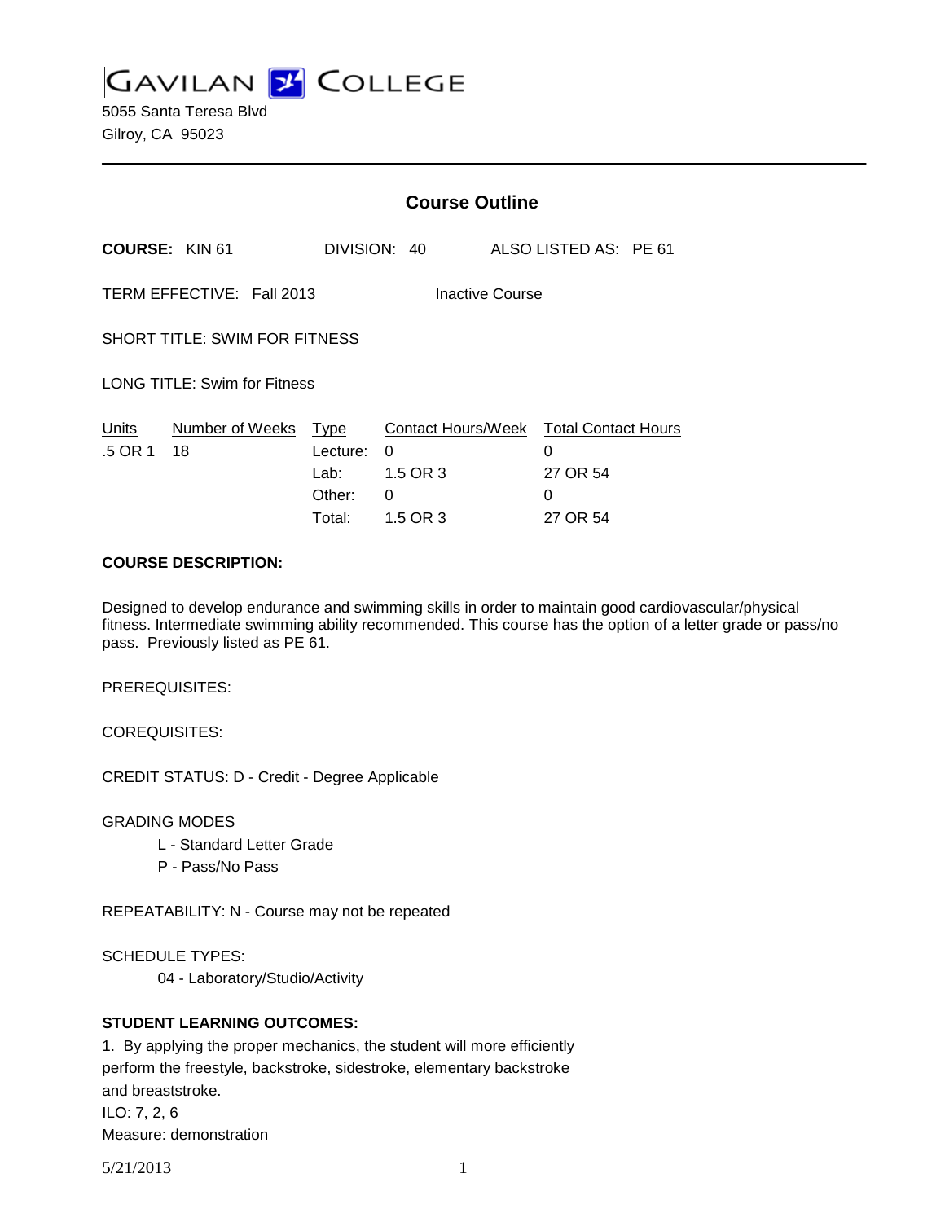# GAVILAN COLLEGE

5055 Santa Teresa Blvd
Gilroy, CA 95023

## Course Outline

**COURSE:** KIN 61 DIVISION: 40 ALSO LISTED AS: PE 61

TERM EFFECTIVE: Fall 2013 Inactive Course

SHORT TITLE: SWIM FOR FITNESS

LONG TITLE: Swim for Fitness

| Units | Number of Weeks | Type | Contact Hours/Week | Total Contact Hours |
|---|---|---|---|---|
| .5 OR 1 | 18 | Lecture: | 0 | 0 |
| | | Lab: | 1.5 OR 3 | 27 OR 54 |
| | | Other: | 0 | 0 |
| | | Total: | 1.5 OR 3 | 27 OR 54 |

**COURSE DESCRIPTION:**

Designed to develop endurance and swimming skills in order to maintain good cardiovascular/physical fitness. Intermediate swimming ability recommended. This course has the option of a letter grade or pass/no pass. Previously listed as PE 61.

PREREQUISITES:

COREQUISITES:

CREDIT STATUS: D - Credit - Degree Applicable

GRADING MODES

L - Standard Letter Grade
P - Pass/No Pass

REPEATABILITY: N - Course may not be repeated

SCHEDULE TYPES:

04 - Laboratory/Studio/Activity

**STUDENT LEARNING OUTCOMES:**

1. By applying the proper mechanics, the student will more efficiently perform the freestyle, backstroke, sidestroke, elementary backstroke and breaststroke.
ILO: 7, 2, 6
Measure: demonstration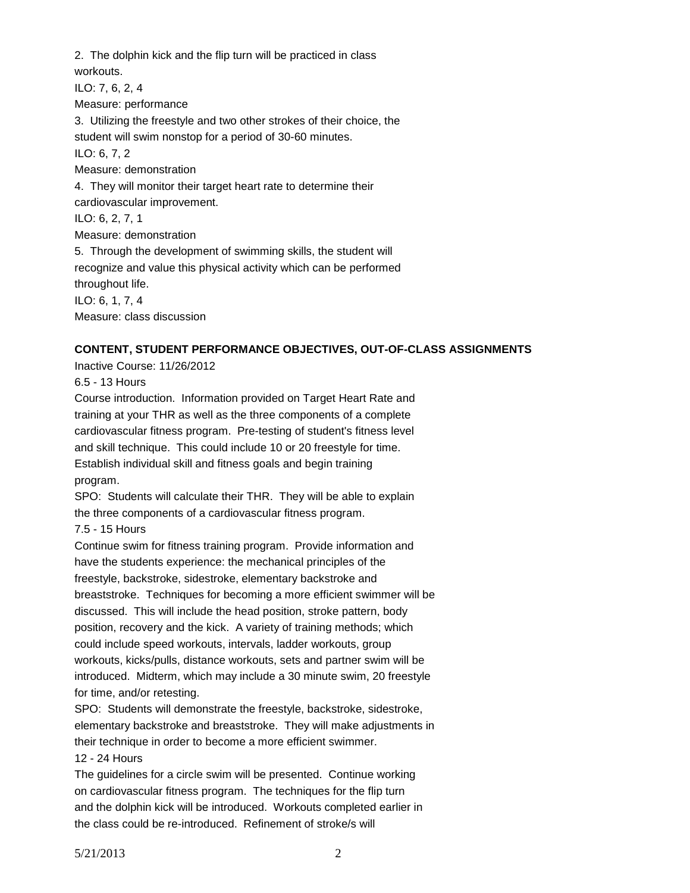2. The dolphin kick and the flip turn will be practiced in class workouts.
ILO: 7, 6, 2, 4
Measure: performance
3. Utilizing the freestyle and two other strokes of their choice, the student will swim nonstop for a period of 30-60 minutes.
ILO: 6, 7, 2
Measure: demonstration
4. They will monitor their target heart rate to determine their cardiovascular improvement.
ILO: 6, 2, 7, 1
Measure: demonstration
5. Through the development of swimming skills, the student will recognize and value this physical activity which can be performed throughout life.
ILO: 6, 1, 7, 4
Measure: class discussion

**CONTENT, STUDENT PERFORMANCE OBJECTIVES, OUT-OF-CLASS ASSIGNMENTS**

Inactive Course: 11/26/2012

6.5 - 13 Hours

Course introduction. Information provided on Target Heart Rate and training at your THR as well as the three components of a complete cardiovascular fitness program. Pre-testing of student's fitness level and skill technique. This could include 10 or 20 freestyle for time. Establish individual skill and fitness goals and begin training program.

SPO: Students will calculate their THR. They will be able to explain the three components of a cardiovascular fitness program.

7.5 - 15 Hours

Continue swim for fitness training program. Provide information and have the students experience: the mechanical principles of the freestyle, backstroke, sidestroke, elementary backstroke and breaststroke. Techniques for becoming a more efficient swimmer will be discussed. This will include the head position, stroke pattern, body position, recovery and the kick. A variety of training methods; which could include speed workouts, intervals, ladder workouts, group workouts, kicks/pulls, distance workouts, sets and partner swim will be introduced. Midterm, which may include a 30 minute swim, 20 freestyle for time, and/or retesting.

SPO: Students will demonstrate the freestyle, backstroke, sidestroke, elementary backstroke and breaststroke. They will make adjustments in their technique in order to become a more efficient swimmer.

12 - 24 Hours

The guidelines for a circle swim will be presented. Continue working on cardiovascular fitness program. The techniques for the flip turn and the dolphin kick will be introduced. Workouts completed earlier in the class could be re-introduced. Refinement of stroke/s will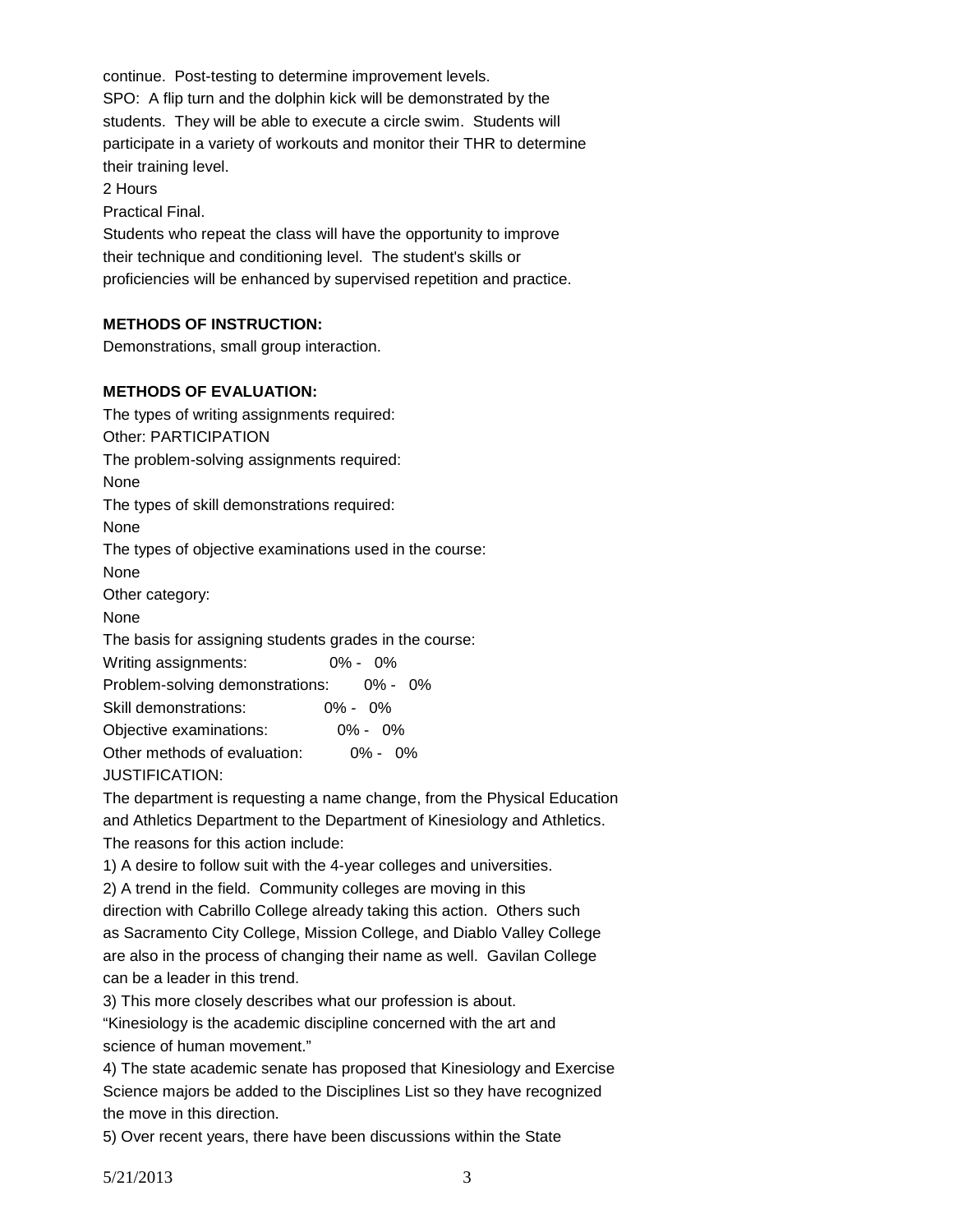continue. Post-testing to determine improvement levels.
SPO: A flip turn and the dolphin kick will be demonstrated by the students. They will be able to execute a circle swim. Students will participate in a variety of workouts and monitor their THR to determine their training level.
2 Hours
Practical Final.
Students who repeat the class will have the opportunity to improve their technique and conditioning level. The student's skills or proficiencies will be enhanced by supervised repetition and practice.

**METHODS OF INSTRUCTION:**
Demonstrations, small group interaction.

**METHODS OF EVALUATION:**
The types of writing assignments required:
Other: PARTICIPATION
The problem-solving assignments required:
None
The types of skill demonstrations required:
None
The types of objective examinations used in the course:
None
Other category:
None
The basis for assigning students grades in the course:
Writing assignments: 0% - 0%
Problem-solving demonstrations: 0% - 0%
Skill demonstrations: 0% - 0%
Objective examinations: 0% - 0%
Other methods of evaluation: 0% - 0%
JUSTIFICATION:
The department is requesting a name change, from the Physical Education and Athletics Department to the Department of Kinesiology and Athletics. The reasons for this action include:
1) A desire to follow suit with the 4-year colleges and universities.
2) A trend in the field. Community colleges are moving in this direction with Cabrillo College already taking this action. Others such as Sacramento City College, Mission College, and Diablo Valley College are also in the process of changing their name as well. Gavilan College can be a leader in this trend.
3) This more closely describes what our profession is about. "Kinesiology is the academic discipline concerned with the art and science of human movement."
4) The state academic senate has proposed that Kinesiology and Exercise Science majors be added to the Disciplines List so they have recognized the move in this direction.
5) Over recent years, there have been discussions within the State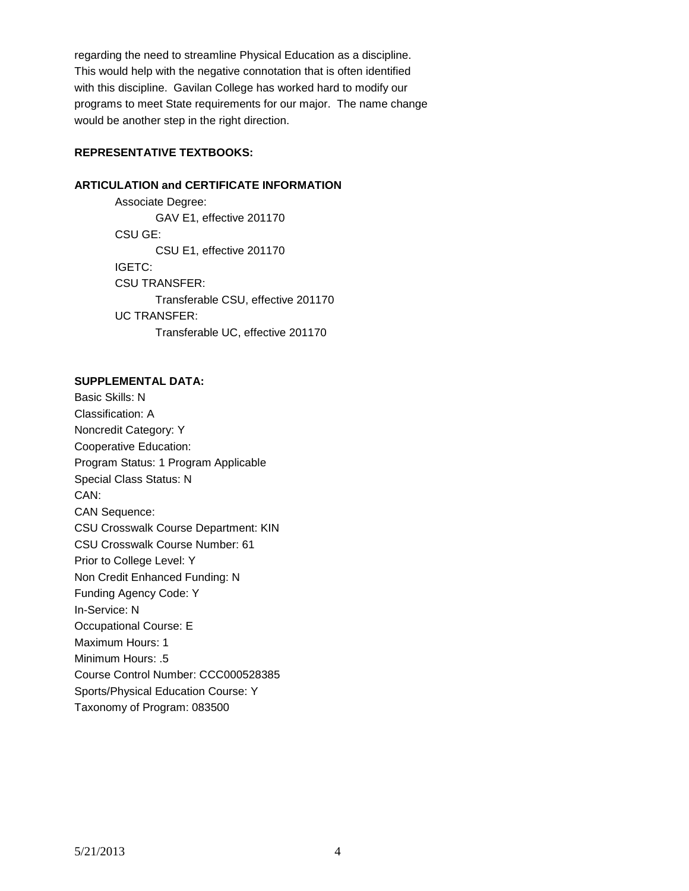regarding the need to streamline Physical Education as a discipline. This would help with the negative connotation that is often identified with this discipline. Gavilan College has worked hard to modify our programs to meet State requirements for our major. The name change would be another step in the right direction.

**REPRESENTATIVE TEXTBOOKS:**

**ARTICULATION and CERTIFICATE INFORMATION**

Associate Degree:
- GAV E1, effective 201170

CSU GE:
- CSU E1, effective 201170

IGETC:

CSU TRANSFER:
- Transferable CSU, effective 201170

UC TRANSFER:
- Transferable UC, effective 201170

**SUPPLEMENTAL DATA:**

Basic Skills: N
Classification: A
Noncredit Category: Y
Cooperative Education:
Program Status: 1 Program Applicable
Special Class Status: N
CAN:
CAN Sequence:
CSU Crosswalk Course Department: KIN
CSU Crosswalk Course Number: 61
Prior to College Level: Y
Non Credit Enhanced Funding: N
Funding Agency Code: Y
In-Service: N
Occupational Course: E
Maximum Hours: 1
Minimum Hours: .5
Course Control Number: CCC000528385
Sports/Physical Education Course: Y
Taxonomy of Program: 083500